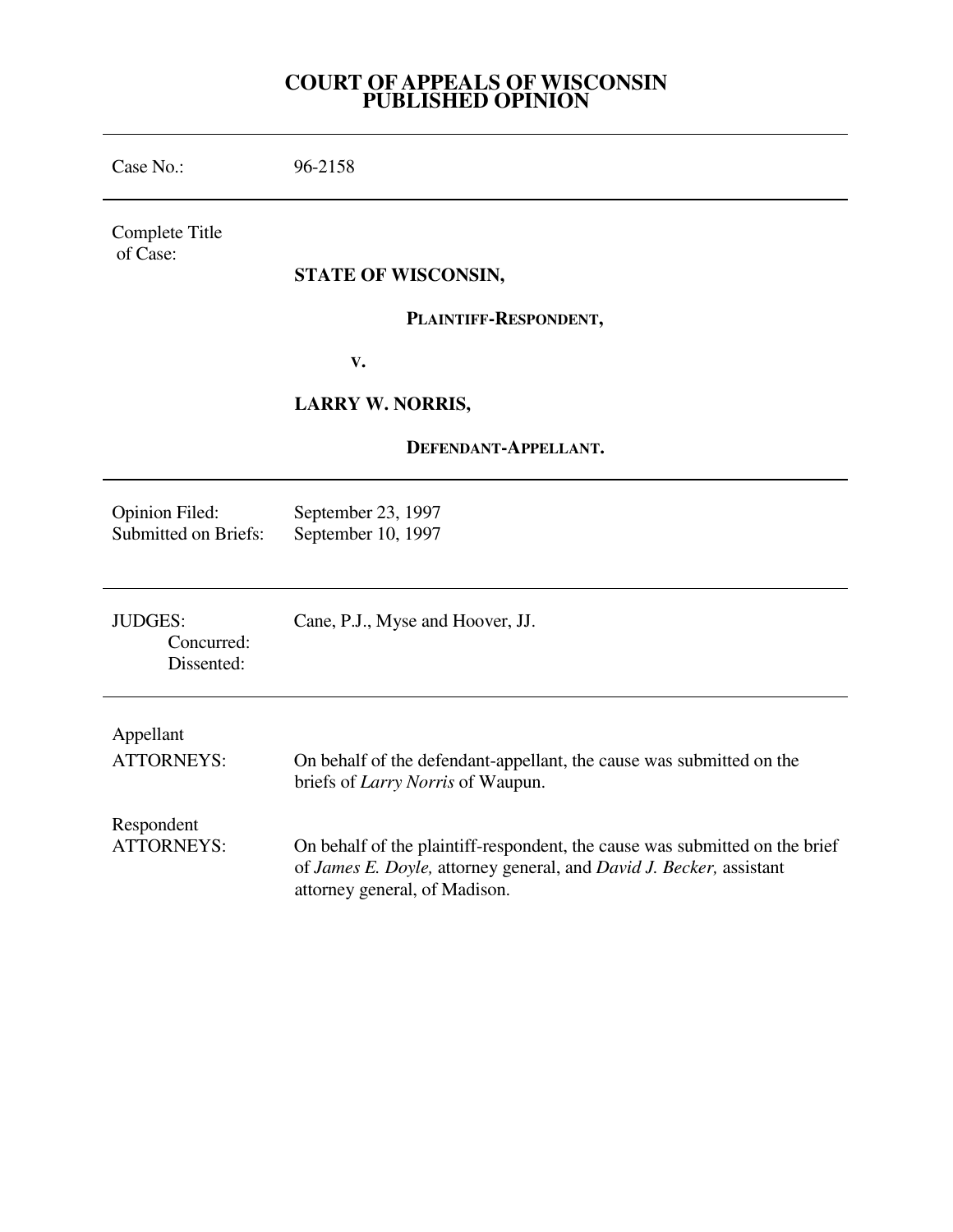# COURT OF APPEALS OF WISCONSIN
# PUBLISHED OPINION

| | |
|---|---|
| Case No.: | 96-2158 |
| Complete Title of Case: | **STATE OF WISCONSIN,**<br>**PLAINTIFF-RESPONDENT,**<br>**V.**<br>**LARRY W. NORRIS,**<br>**DEFENDANT-APPELLANT.** |
| Opinion Filed:<br>Submitted on Briefs: | September 23, 1997<br>September 10, 1997 |
| JUDGES:<br>Concurred:<br>Dissented: | Cane, P.J., Myse and Hoover, JJ. |
| Appellant<br>ATTORNEYS: | On behalf of the defendant-appellant, the cause was submitted on the briefs of *Larry Norris* of Waupun. |
| Respondent<br>ATTORNEYS: | On behalf of the plaintiff-respondent, the cause was submitted on the brief of *James E. Doyle,* attorney general, and *David J. Becker,* assistant attorney general, of Madison. |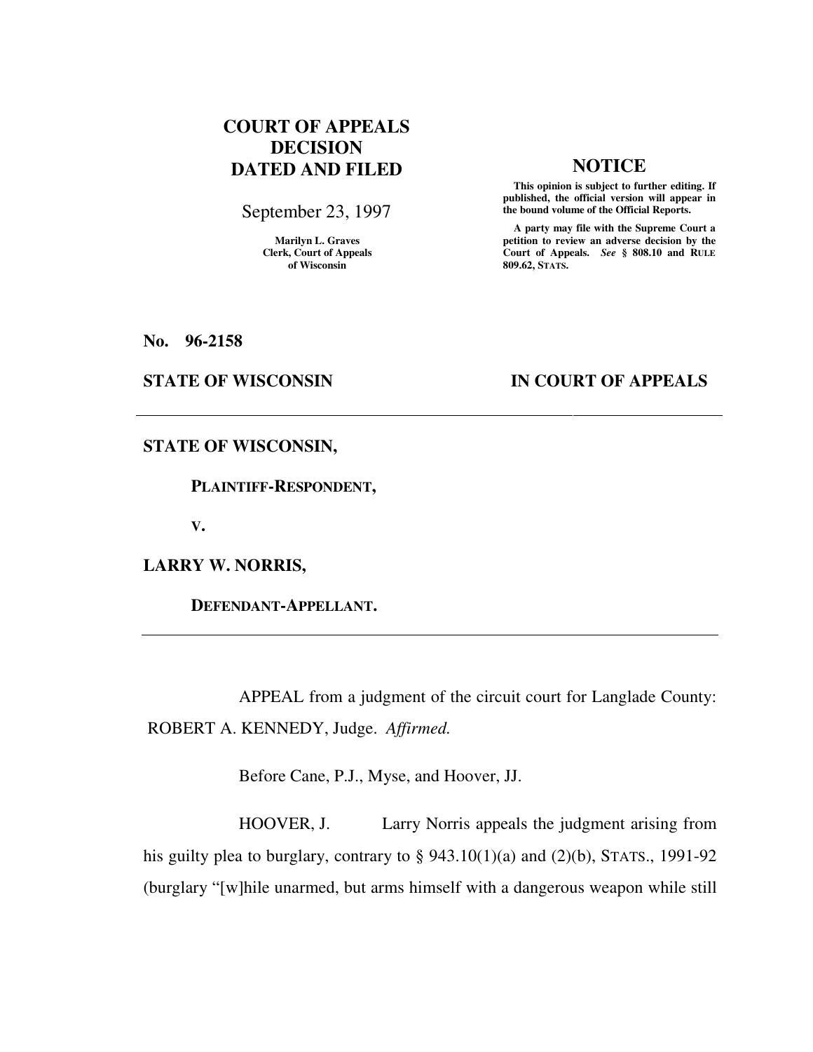# COURT OF APPEALS DECISION DATED AND FILED

September 23, 1997

Marilyn L. Graves
Clerk, Court of Appeals
of Wisconsin

## NOTICE

**This opinion is subject to further editing. If published, the official version will appear in the bound volume of the Official Reports.**

**A party may file with the Supreme Court a petition to review an adverse decision by the Court of Appeals. *See* § 808.10 and RULE 809.62, STATS.**

**No. 96-2158**

**STATE OF WISCONSIN** **IN COURT OF APPEALS**

---

**STATE OF WISCONSIN,**

**PLAINTIFF-RESPONDENT,**

**V.**

**LARRY W. NORRIS,**

**DEFENDANT-APPELLANT.**

---

APPEAL from a judgment of the circuit court for Langlade County: ROBERT A. KENNEDY, Judge. *Affirmed.*

Before Cane, P.J., Myse, and Hoover, JJ.

HOOVER, J. Larry Norris appeals the judgment arising from his guilty plea to burglary, contrary to § 943.10(1)(a) and (2)(b), STATS., 1991-92 (burglary "[w]hile unarmed, but arms himself with a dangerous weapon while still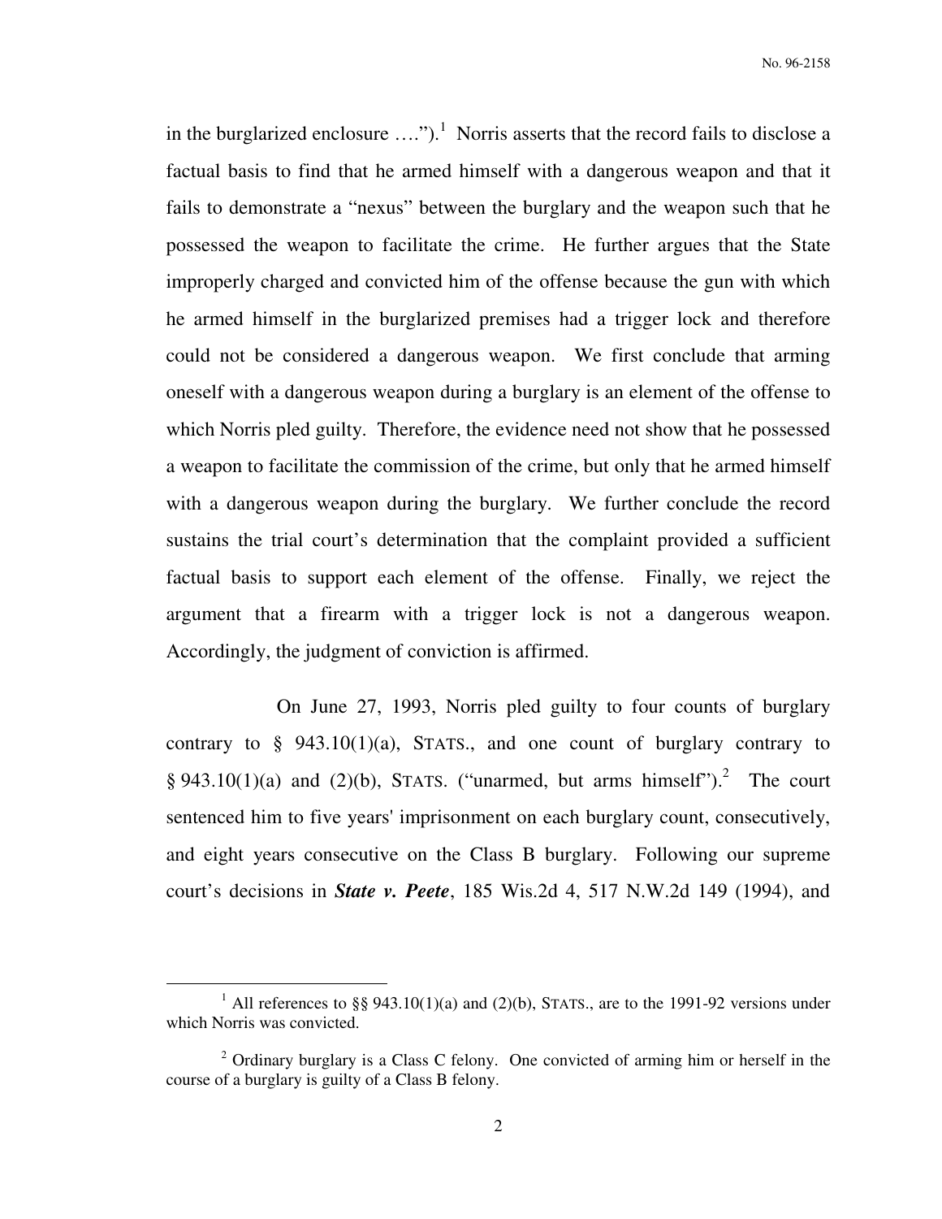in the burglarized enclosure ….").[1] Norris asserts that the record fails to disclose a factual basis to find that he armed himself with a dangerous weapon and that it fails to demonstrate a "nexus" between the burglary and the weapon such that he possessed the weapon to facilitate the crime. He further argues that the State improperly charged and convicted him of the offense because the gun with which he armed himself in the burglarized premises had a trigger lock and therefore could not be considered a dangerous weapon. We first conclude that arming oneself with a dangerous weapon during a burglary is an element of the offense to which Norris pled guilty. Therefore, the evidence need not show that he possessed a weapon to facilitate the commission of the crime, but only that he armed himself with a dangerous weapon during the burglary. We further conclude the record sustains the trial court's determination that the complaint provided a sufficient factual basis to support each element of the offense. Finally, we reject the argument that a firearm with a trigger lock is not a dangerous weapon. Accordingly, the judgment of conviction is affirmed.

On June 27, 1993, Norris pled guilty to four counts of burglary contrary to § 943.10(1)(a), STATS., and one count of burglary contrary to § 943.10(1)(a) and (2)(b), STATS. ("unarmed, but arms himself").[2] The court sentenced him to five years' imprisonment on each burglary count, consecutively, and eight years consecutive on the Class B burglary. Following our supreme court's decisions in ***State v. Peete***, 185 Wis.2d 4, 517 N.W.2d 149 (1994), and

---

[1] All references to §§ 943.10(1)(a) and (2)(b), STATS., are to the 1991-92 versions under which Norris was convicted.

[2] Ordinary burglary is a Class C felony. One convicted of arming him or herself in the course of a burglary is guilty of a Class B felony.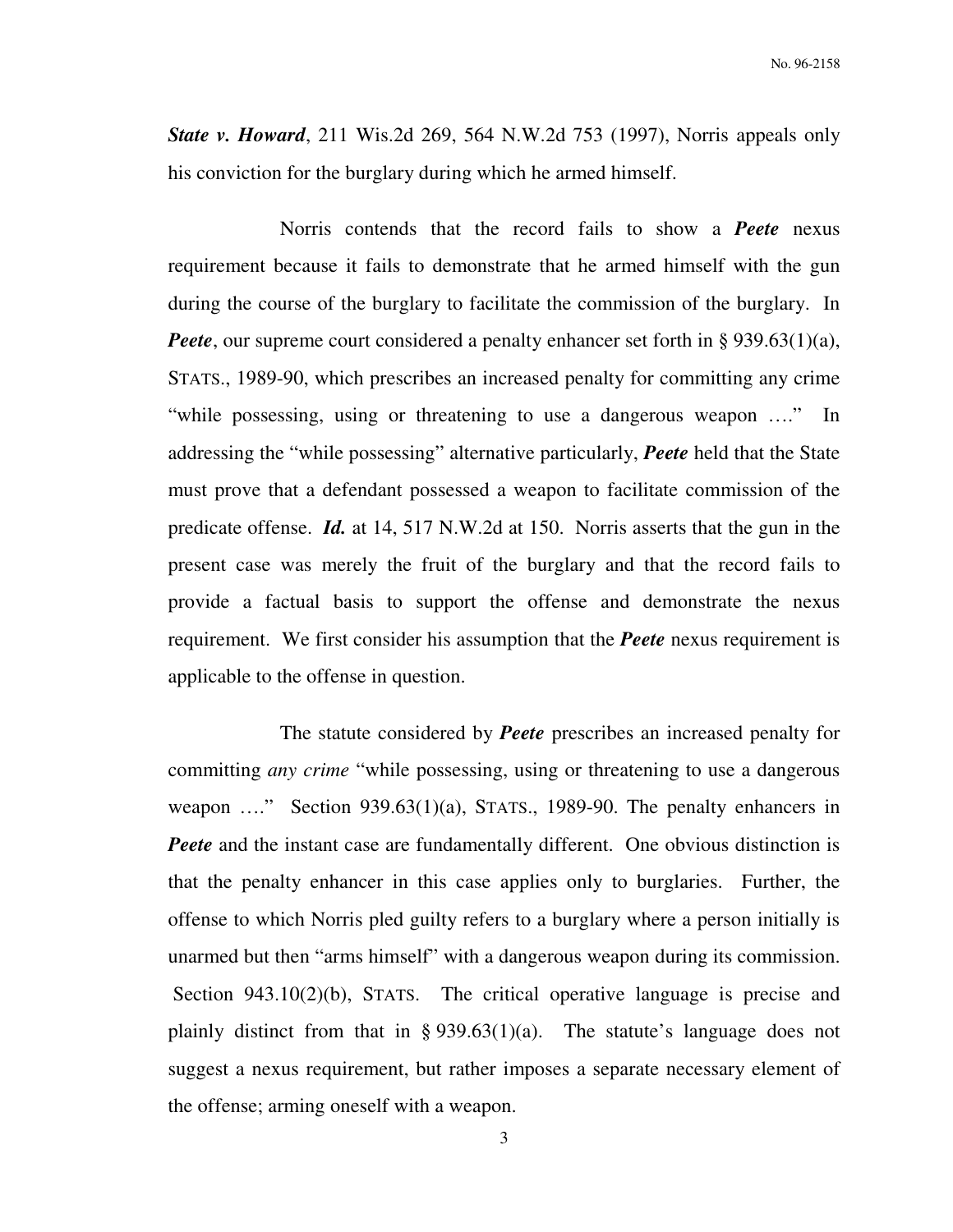***State v. Howard***, 211 Wis.2d 269, 564 N.W.2d 753 (1997), Norris appeals only his conviction for the burglary during which he armed himself.

Norris contends that the record fails to show a ***Peete*** nexus requirement because it fails to demonstrate that he armed himself with the gun during the course of the burglary to facilitate the commission of the burglary. In ***Peete***, our supreme court considered a penalty enhancer set forth in § 939.63(1)(a), STATS., 1989-90, which prescribes an increased penalty for committing any crime "while possessing, using or threatening to use a dangerous weapon …." In addressing the "while possessing" alternative particularly, ***Peete*** held that the State must prove that a defendant possessed a weapon to facilitate commission of the predicate offense. ***Id.*** at 14, 517 N.W.2d at 150. Norris asserts that the gun in the present case was merely the fruit of the burglary and that the record fails to provide a factual basis to support the offense and demonstrate the nexus requirement. We first consider his assumption that the ***Peete*** nexus requirement is applicable to the offense in question.

The statute considered by ***Peete*** prescribes an increased penalty for committing *any crime* "while possessing, using or threatening to use a dangerous weapon …." Section 939.63(1)(a), STATS., 1989-90. The penalty enhancers in ***Peete*** and the instant case are fundamentally different. One obvious distinction is that the penalty enhancer in this case applies only to burglaries. Further, the offense to which Norris pled guilty refers to a burglary where a person initially is unarmed but then "arms himself" with a dangerous weapon during its commission. Section 943.10(2)(b), STATS. The critical operative language is precise and plainly distinct from that in § 939.63(1)(a). The statute's language does not suggest a nexus requirement, but rather imposes a separate necessary element of the offense; arming oneself with a weapon.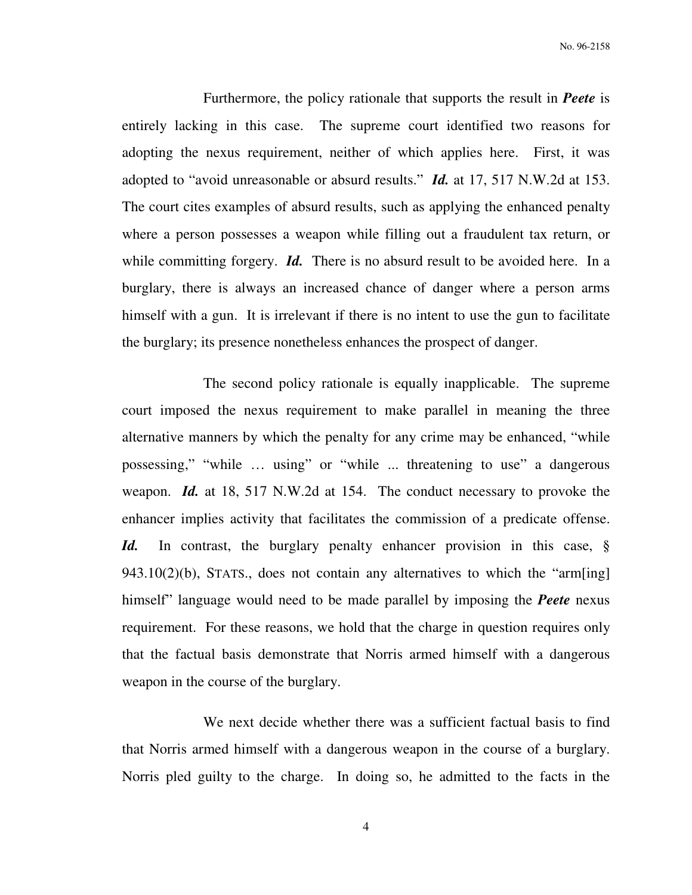Furthermore, the policy rationale that supports the result in ***Peete*** is entirely lacking in this case. The supreme court identified two reasons for adopting the nexus requirement, neither of which applies here. First, it was adopted to "avoid unreasonable or absurd results." ***Id.*** at 17, 517 N.W.2d at 153. The court cites examples of absurd results, such as applying the enhanced penalty where a person possesses a weapon while filling out a fraudulent tax return, or while committing forgery. ***Id.*** There is no absurd result to be avoided here. In a burglary, there is always an increased chance of danger where a person arms himself with a gun. It is irrelevant if there is no intent to use the gun to facilitate the burglary; its presence nonetheless enhances the prospect of danger.

The second policy rationale is equally inapplicable. The supreme court imposed the nexus requirement to make parallel in meaning the three alternative manners by which the penalty for any crime may be enhanced, "while possessing," "while … using" or "while ... threatening to use" a dangerous weapon. ***Id.*** at 18, 517 N.W.2d at 154. The conduct necessary to provoke the enhancer implies activity that facilitates the commission of a predicate offense. ***Id.*** In contrast, the burglary penalty enhancer provision in this case, § 943.10(2)(b), STATS., does not contain any alternatives to which the "arm[ing] himself" language would need to be made parallel by imposing the ***Peete*** nexus requirement. For these reasons, we hold that the charge in question requires only that the factual basis demonstrate that Norris armed himself with a dangerous weapon in the course of the burglary.

We next decide whether there was a sufficient factual basis to find that Norris armed himself with a dangerous weapon in the course of a burglary. Norris pled guilty to the charge. In doing so, he admitted to the facts in the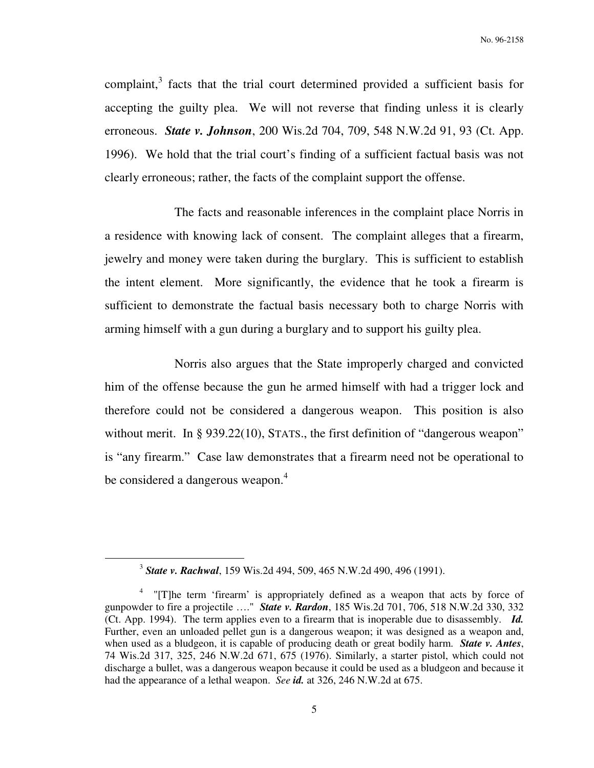complaint,[3] facts that the trial court determined provided a sufficient basis for accepting the guilty plea. We will not reverse that finding unless it is clearly erroneous. ***State v. Johnson***, 200 Wis.2d 704, 709, 548 N.W.2d 91, 93 (Ct. App. 1996). We hold that the trial court's finding of a sufficient factual basis was not clearly erroneous; rather, the facts of the complaint support the offense.

The facts and reasonable inferences in the complaint place Norris in a residence with knowing lack of consent. The complaint alleges that a firearm, jewelry and money were taken during the burglary. This is sufficient to establish the intent element. More significantly, the evidence that he took a firearm is sufficient to demonstrate the factual basis necessary both to charge Norris with arming himself with a gun during a burglary and to support his guilty plea.

Norris also argues that the State improperly charged and convicted him of the offense because the gun he armed himself with had a trigger lock and therefore could not be considered a dangerous weapon. This position is also without merit. In § 939.22(10), STATS., the first definition of "dangerous weapon" is "any firearm." Case law demonstrates that a firearm need not be operational to be considered a dangerous weapon.[4]

---

[3] ***State v. Rachwal***, 159 Wis.2d 494, 509, 465 N.W.2d 490, 496 (1991).

[4] "[T]he term 'firearm' is appropriately defined as a weapon that acts by force of gunpowder to fire a projectile …." ***State v. Rardon***, 185 Wis.2d 701, 706, 518 N.W.2d 330, 332 (Ct. App. 1994). The term applies even to a firearm that is inoperable due to disassembly. ***Id.*** Further, even an unloaded pellet gun is a dangerous weapon; it was designed as a weapon and, when used as a bludgeon, it is capable of producing death or great bodily harm. ***State v. Antes***, 74 Wis.2d 317, 325, 246 N.W.2d 671, 675 (1976). Similarly, a starter pistol, which could not discharge a bullet, was a dangerous weapon because it could be used as a bludgeon and because it had the appearance of a lethal weapon. *See* ***id.*** at 326, 246 N.W.2d at 675.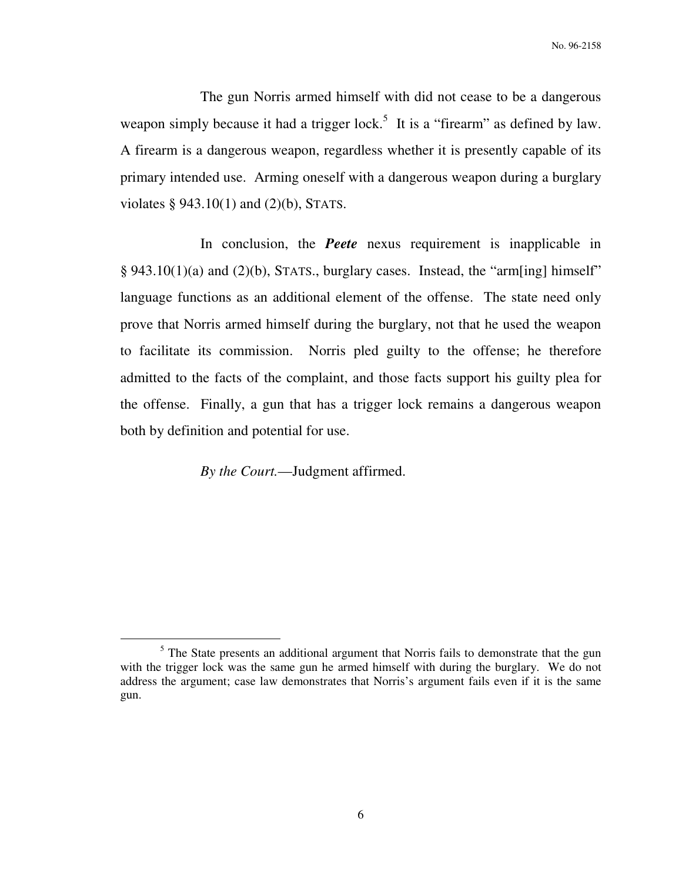The gun Norris armed himself with did not cease to be a dangerous weapon simply because it had a trigger lock.[5] It is a "firearm" as defined by law. A firearm is a dangerous weapon, regardless whether it is presently capable of its primary intended use. Arming oneself with a dangerous weapon during a burglary violates § 943.10(1) and (2)(b), STATS.

In conclusion, the ***Peete*** nexus requirement is inapplicable in § 943.10(1)(a) and (2)(b), STATS., burglary cases. Instead, the "arm[ing] himself" language functions as an additional element of the offense. The state need only prove that Norris armed himself during the burglary, not that he used the weapon to facilitate its commission. Norris pled guilty to the offense; he therefore admitted to the facts of the complaint, and those facts support his guilty plea for the offense. Finally, a gun that has a trigger lock remains a dangerous weapon both by definition and potential for use.

*By the Court.*—Judgment affirmed.

---

[5] The State presents an additional argument that Norris fails to demonstrate that the gun with the trigger lock was the same gun he armed himself with during the burglary. We do not address the argument; case law demonstrates that Norris's argument fails even if it is the same gun.